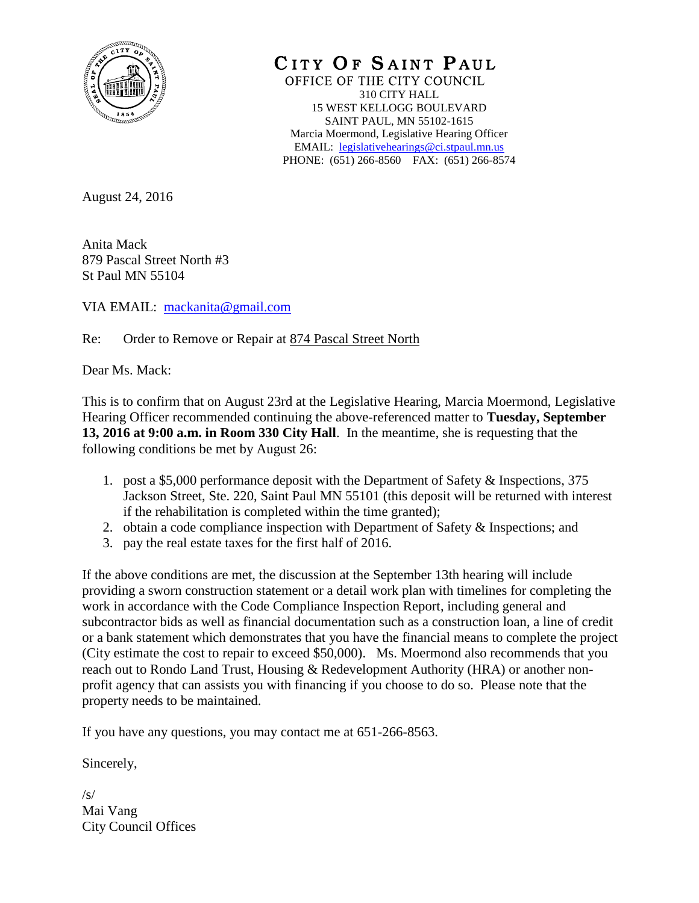# CITY OF SAINT PAUL

OFFICE OF THE CITY COUNCIL
310 CITY HALL
15 WEST KELLOGG BOULEVARD
SAINT PAUL, MN 55102-1615
Marcia Moermond, Legislative Hearing Officer
EMAIL: legislativehearings@ci.stpaul.mn.us
PHONE: (651) 266-8560 FAX: (651) 266-8574

August 24, 2016

Anita Mack
879 Pascal Street North #3
St Paul MN 55104

VIA EMAIL: mackanita@gmail.com

Re: Order to Remove or Repair at 874 Pascal Street North

Dear Ms. Mack:

This is to confirm that on August 23rd at the Legislative Hearing, Marcia Moermond, Legislative Hearing Officer recommended continuing the above-referenced matter to **Tuesday, September 13, 2016 at 9:00 a.m. in Room 330 City Hall**. In the meantime, she is requesting that the following conditions be met by August 26:

1. post a $5,000 performance deposit with the Department of Safety & Inspections, 375 Jackson Street, Ste. 220, Saint Paul MN 55101 (this deposit will be returned with interest if the rehabilitation is completed within the time granted);
2. obtain a code compliance inspection with Department of Safety & Inspections; and
3. pay the real estate taxes for the first half of 2016.

If the above conditions are met, the discussion at the September 13th hearing will include providing a sworn construction statement or a detail work plan with timelines for completing the work in accordance with the Code Compliance Inspection Report, including general and subcontractor bids as well as financial documentation such as a construction loan, a line of credit or a bank statement which demonstrates that you have the financial means to complete the project (City estimate the cost to repair to exceed $50,000). Ms. Moermond also recommends that you reach out to Rondo Land Trust, Housing & Redevelopment Authority (HRA) or another non-profit agency that can assists you with financing if you choose to do so. Please note that the property needs to be maintained.

If you have any questions, you may contact me at 651-266-8563.

Sincerely,

/s/
Mai Vang
City Council Offices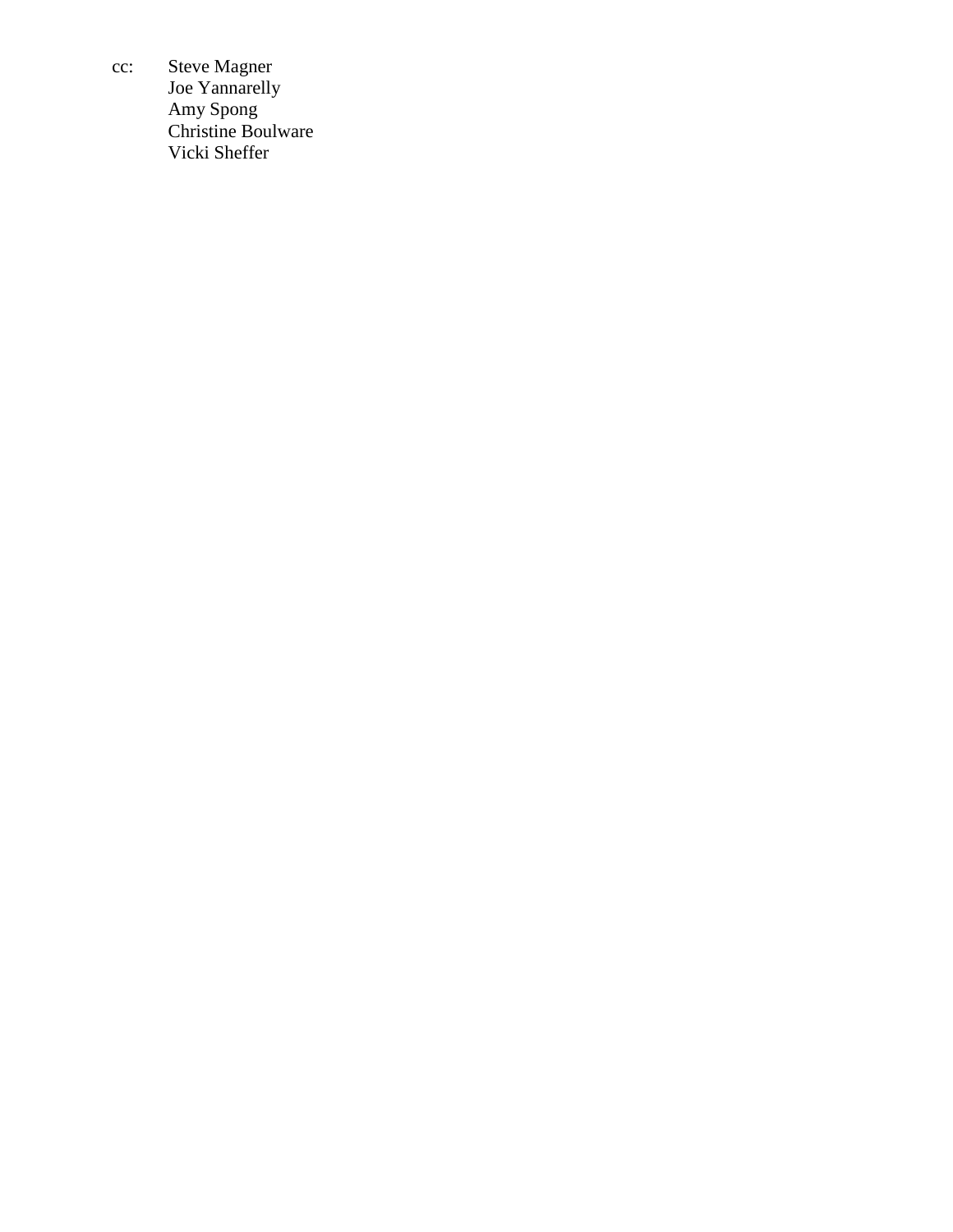cc: Steve Magner
Joe Yannarelly
Amy Spong
Christine Boulware
Vicki Sheffer